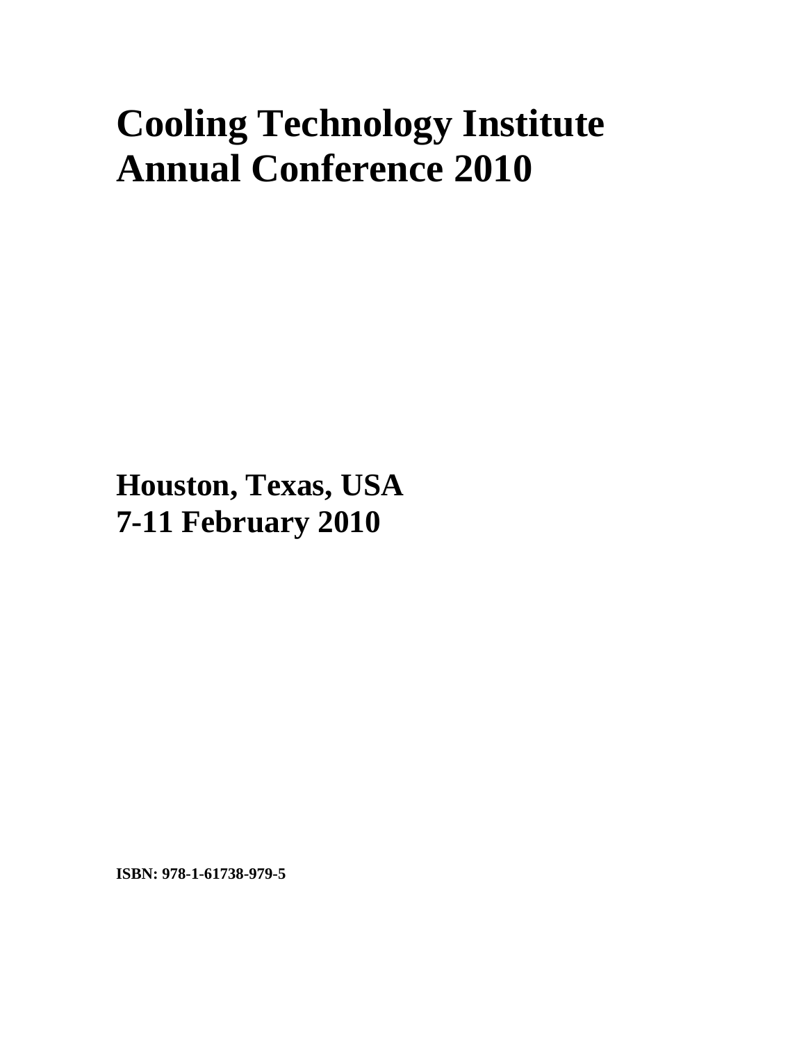# Cooling Technology Institute Annual Conference 2010

## Houston, Texas, USA
## 7-11 February 2010

**ISBN: 978-1-61738-979-5**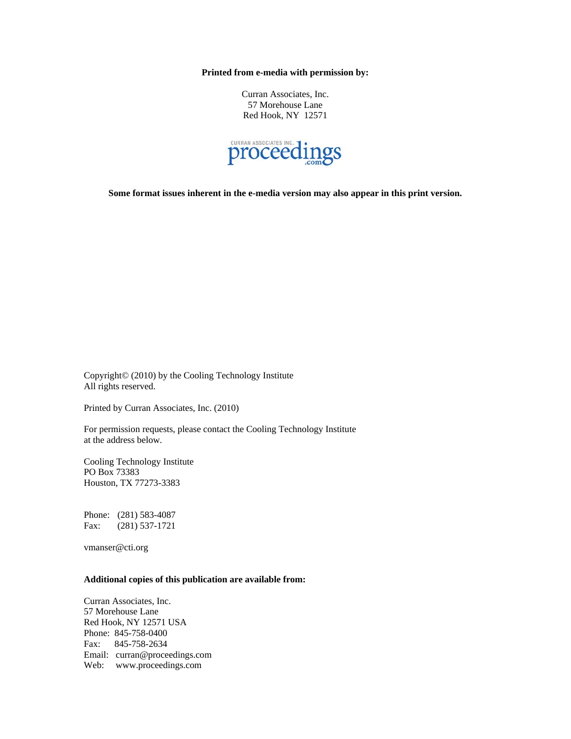**Printed from e-media with permission by:**

Curran Associates, Inc.
57 Morehouse Lane
Red Hook, NY 12571

CURRAN ASSOCIATES INC. proceedings.com

**Some format issues inherent in the e-media version may also appear in this print version.**

Copyright© (2010) by the Cooling Technology Institute
All rights reserved.

Printed by Curran Associates, Inc. (2010)

For permission requests, please contact the Cooling Technology Institute at the address below.

Cooling Technology Institute
PO Box 73383
Houston, TX 77273-3383

Phone: (281) 583-4087
Fax: (281) 537-1721

vmanser@cti.org

**Additional copies of this publication are available from:**

Curran Associates, Inc.
57 Morehouse Lane
Red Hook, NY 12571 USA
Phone: 845-758-0400
Fax: 845-758-2634
Email: curran@proceedings.com
Web: www.proceedings.com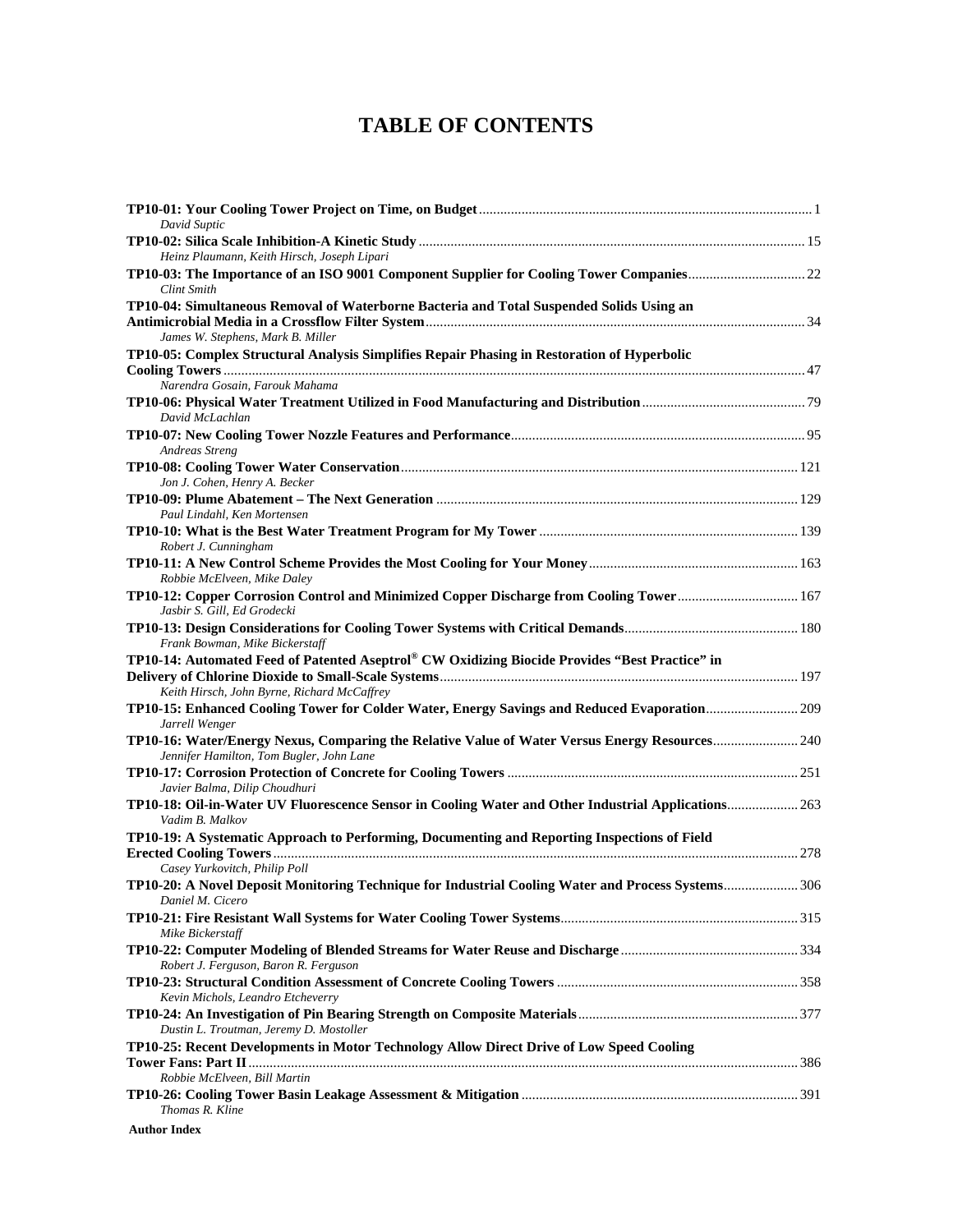# TABLE OF CONTENTS

**TP10-01: Your Cooling Tower Project on Time, on Budget** ........ 1
*David Suptic*

**TP10-02: Silica Scale Inhibition-A Kinetic Study** ........ 15
*Heinz Plaumann, Keith Hirsch, Joseph Lipari*

**TP10-03: The Importance of an ISO 9001 Component Supplier for Cooling Tower Companies** ........ 22
*Clint Smith*

**TP10-04: Simultaneous Removal of Waterborne Bacteria and Total Suspended Solids Using an Antimicrobial Media in a Crossflow Filter System** ........ 34
*James W. Stephens, Mark B. Miller*

**TP10-05: Complex Structural Analysis Simplifies Repair Phasing in Restoration of Hyperbolic Cooling Towers** ........ 47
*Narendra Gosain, Farouk Mahama*

**TP10-06: Physical Water Treatment Utilized in Food Manufacturing and Distribution** ........ 79
*David McLachlan*

**TP10-07: New Cooling Tower Nozzle Features and Performance** ........ 95
*Andreas Streng*

**TP10-08: Cooling Tower Water Conservation** ........ 121
*Jon J. Cohen, Henry A. Becker*

**TP10-09: Plume Abatement – The Next Generation** ........ 129
*Paul Lindahl, Ken Mortensen*

**TP10-10: What is the Best Water Treatment Program for My Tower** ........ 139
*Robert J. Cunningham*

**TP10-11: A New Control Scheme Provides the Most Cooling for Your Money** ........ 163
*Robbie McElveen, Mike Daley*

**TP10-12: Copper Corrosion Control and Minimized Copper Discharge from Cooling Tower** ........ 167
*Jasbir S. Gill, Ed Grodecki*

**TP10-13: Design Considerations for Cooling Tower Systems with Critical Demands** ........ 180
*Frank Bowman, Mike Bickerstaff*

**TP10-14: Automated Feed of Patented Aseptrol® CW Oxidizing Biocide Provides "Best Practice" in Delivery of Chlorine Dioxide to Small-Scale Systems** ........ 197
*Keith Hirsch, John Byrne, Richard McCaffrey*

**TP10-15: Enhanced Cooling Tower for Colder Water, Energy Savings and Reduced Evaporation** ........ 209
*Jarrell Wenger*

**TP10-16: Water/Energy Nexus, Comparing the Relative Value of Water Versus Energy Resources** ........ 240
*Jennifer Hamilton, Tom Bugler, John Lane*

**TP10-17: Corrosion Protection of Concrete for Cooling Towers** ........ 251
*Javier Balma, Dilip Choudhuri*

**TP10-18: Oil-in-Water UV Fluorescence Sensor in Cooling Water and Other Industrial Applications** ........ 263
*Vadim B. Malkov*

**TP10-19: A Systematic Approach to Performing, Documenting and Reporting Inspections of Field Erected Cooling Towers** ........ 278
*Casey Yurkovitch, Philip Poll*

**TP10-20: A Novel Deposit Monitoring Technique for Industrial Cooling Water and Process Systems** ........ 306
*Daniel M. Cicero*

**TP10-21: Fire Resistant Wall Systems for Water Cooling Tower Systems** ........ 315
*Mike Bickerstaff*

**TP10-22: Computer Modeling of Blended Streams for Water Reuse and Discharge** ........ 334
*Robert J. Ferguson, Baron R. Ferguson*

**TP10-23: Structural Condition Assessment of Concrete Cooling Towers** ........ 358
*Kevin Michols, Leandro Etcheverry*

**TP10-24: An Investigation of Pin Bearing Strength on Composite Materials** ........ 377
*Dustin L. Troutman, Jeremy D. Mostoller*

**TP10-25: Recent Developments in Motor Technology Allow Direct Drive of Low Speed Cooling Tower Fans: Part II** ........ 386
*Robbie McElveen, Bill Martin*

**TP10-26: Cooling Tower Basin Leakage Assessment & Mitigation** ........ 391
*Thomas R. Kline*

**Author Index**